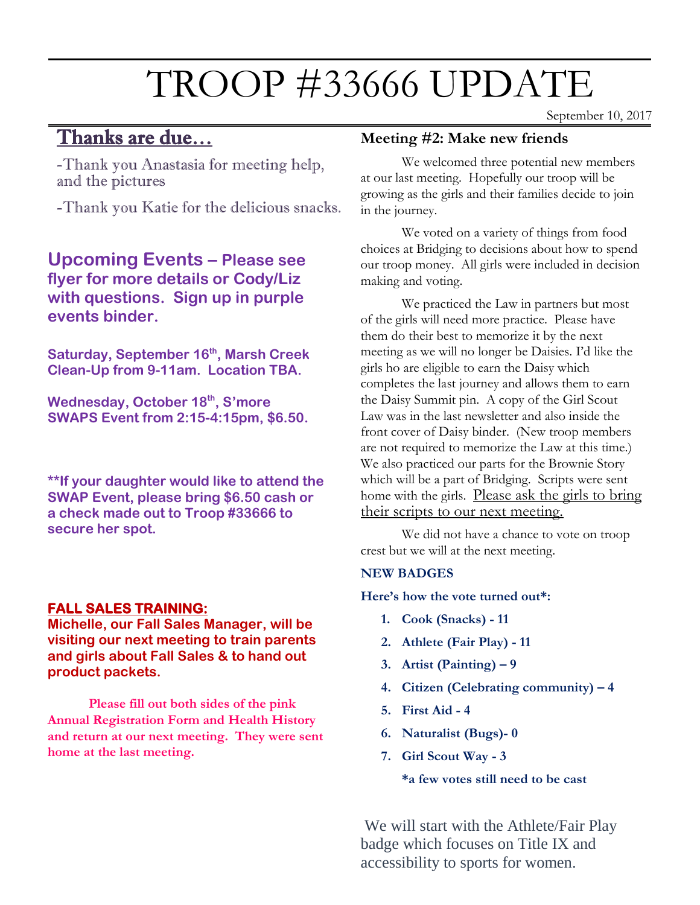# TROOP #33666 UPDATE

September 10, 2017

## Thanks are due…

-Thank you Anastasia for meeting help, and the pictures

-Thank you Katie for the delicious snacks.

## Upcoming Events – Please see flyer for more details or Cody/Liz with questions. Sign up in purple events binder.

**Saturday, September 16th, Marsh Creek Clean-Up from 9-11am. Location TBA.**

**Wednesday, October 18th, S'more SWAPS Event from 2:15-4:15pm, $6.50.**

**\*\*If your daughter would like to attend the SWAP Event, please bring $6.50 cash or a check made out to Troop #33666 to secure her spot.**

**FALL SALES TRAINING:**

**Michelle, our Fall Sales Manager, will be visiting our next meeting to train parents and girls about Fall Sales & to hand out product packets.**

**Please fill out both sides of the pink Annual Registration Form and Health History and return at our next meeting. They were sent home at the last meeting.**

### Meeting #2: Make new friends

We welcomed three potential new members at our last meeting. Hopefully our troop will be growing as the girls and their families decide to join in the journey.

We voted on a variety of things from food choices at Bridging to decisions about how to spend our troop money. All girls were included in decision making and voting.

We practiced the Law in partners but most of the girls will need more practice. Please have them do their best to memorize it by the next meeting as we will no longer be Daisies. I'd like the girls ho are eligible to earn the Daisy which completes the last journey and allows them to earn the Daisy Summit pin. A copy of the Girl Scout Law was in the last newsletter and also inside the front cover of Daisy binder. (New troop members are not required to memorize the Law at this time.) We also practiced our parts for the Brownie Story which will be a part of Bridging. Scripts were sent home with the girls. Please ask the girls to bring their scripts to our next meeting.

We did not have a chance to vote on troop crest but we will at the next meeting.

**NEW BADGES**

**Here's how the vote turned out\*:**

1. **Cook (Snacks) - 11**
2. **Athlete (Fair Play) - 11**
3. **Artist (Painting) – 9**
4. **Citizen (Celebrating community) – 4**
5. **First Aid - 4**
6. **Naturalist (Bugs)- 0**
7. **Girl Scout Way - 3**

**\*a few votes still need to be cast**

We will start with the Athlete/Fair Play badge which focuses on Title IX and accessibility to sports for women.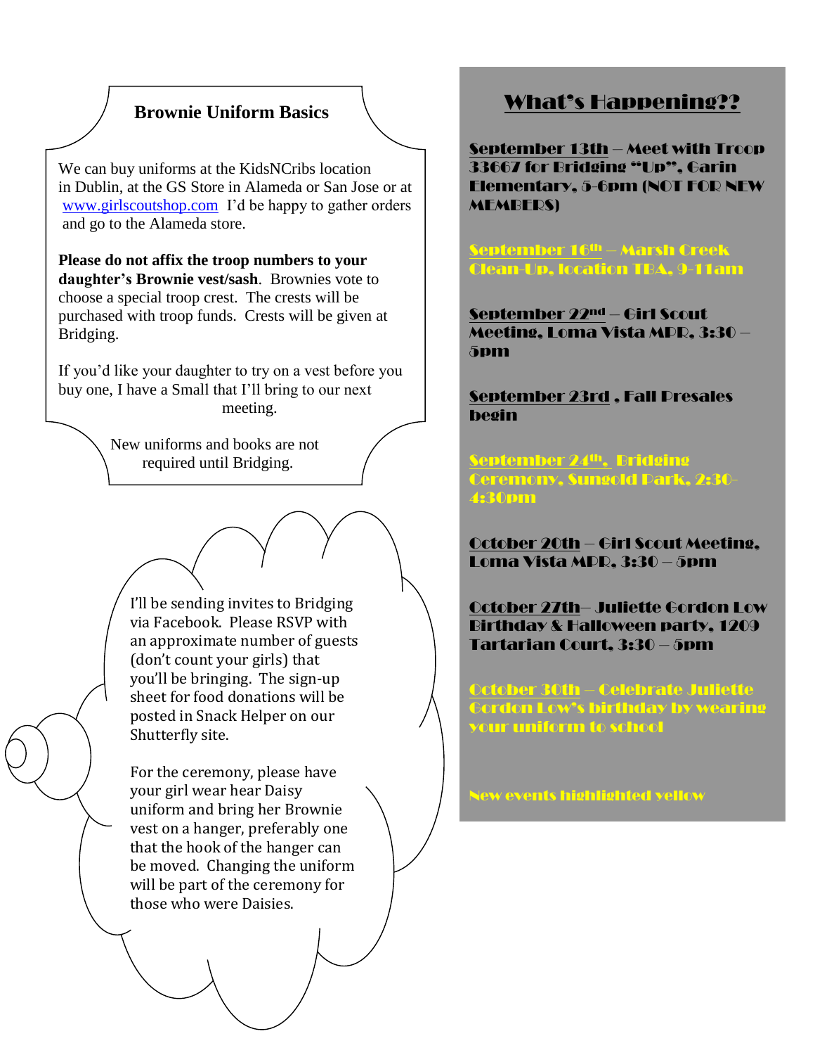## Brownie Uniform Basics

We can buy uniforms at the KidsNCribs location in Dublin, at the GS Store in Alameda or San Jose or at www.girlscoutshop.com I'd be happy to gather orders and go to the Alameda store.

**Please do not affix the troop numbers to your daughter's Brownie vest/sash**. Brownies vote to choose a special troop crest. The crests will be purchased with troop funds. Crests will be given at Bridging.

If you'd like your daughter to try on a vest before you buy one, I have a Small that I'll bring to our next meeting.

New uniforms and books are not required until Bridging.

I'll be sending invites to Bridging via Facebook. Please RSVP with an approximate number of guests (don't count your girls) that you'll be bringing. The sign-up sheet for food donations will be posted in Snack Helper on our Shutterfly site.

For the ceremony, please have your girl wear hear Daisy uniform and bring her Brownie vest on a hanger, preferably one that the hook of the hanger can be moved. Changing the uniform will be part of the ceremony for those who were Daisies.

## What's Happening??

September 13th – Meet with Troop 33667 for Bridging "Up", Garin Elementary, 5-6pm (NOT FOR NEW MEMBERS)

September 16th – Marsh Creek Clean-Up, location TBA, 9-11am

September 22nd – Girl Scout Meeting, Loma Vista MPR, 3:30 – 5pm

September 23rd , Fall Presales begin

September 24th, Bridging Ceremony, Sungold Park, 2:30-4:30pm

October 20th – Girl Scout Meeting, Loma Vista MPR, 3:30 – 5pm

October 27th– Juliette Gordon Low Birthday & Halloween party, 1209 Tartarian Court, 3:30 – 5pm

October 30th – Celebrate Juliette Gordon Low's birthday by wearing your uniform to school

New events highlighted yellow